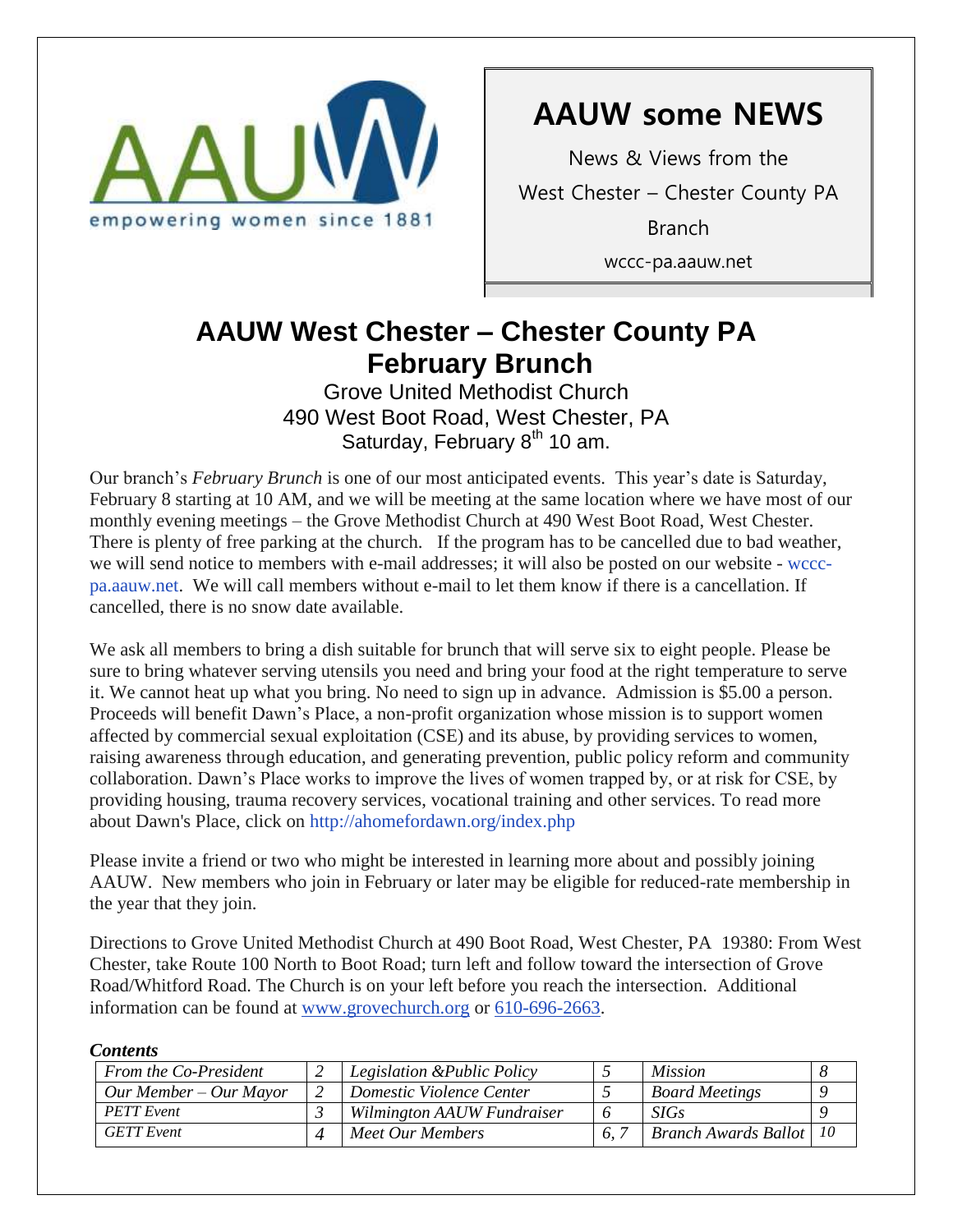AAUW empowering women since 1881

# AAUW some NEWS

News & Views from the West Chester – Chester County PA Branch

wccc-pa.aauw.net

# AAUW West Chester – Chester County PA February Brunch

Grove United Methodist Church
490 West Boot Road, West Chester, PA
Saturday, February 8th 10 am.

Our branch's *February Brunch* is one of our most anticipated events. This year's date is Saturday, February 8 starting at 10 AM, and we will be meeting at the same location where we have most of our monthly evening meetings – the Grove Methodist Church at 490 West Boot Road, West Chester. There is plenty of free parking at the church. If the program has to be cancelled due to bad weather, we will send notice to members with e-mail addresses; it will also be posted on our website - wccc-pa.aauw.net. We will call members without e-mail to let them know if there is a cancellation. If cancelled, there is no snow date available.

We ask all members to bring a dish suitable for brunch that will serve six to eight people. Please be sure to bring whatever serving utensils you need and bring your food at the right temperature to serve it. We cannot heat up what you bring. No need to sign up in advance. Admission is $5.00 a person. Proceeds will benefit Dawn's Place, a non-profit organization whose mission is to support women affected by commercial sexual exploitation (CSE) and its abuse, by providing services to women, raising awareness through education, and generating prevention, public policy reform and community collaboration. Dawn's Place works to improve the lives of women trapped by, or at risk for CSE, by providing housing, trauma recovery services, vocational training and other services. To read more about Dawn's Place, click on http://ahomefordawn.org/index.php

Please invite a friend or two who might be interested in learning more about and possibly joining AAUW. New members who join in February or later may be eligible for reduced-rate membership in the year that they join.

Directions to Grove United Methodist Church at 490 Boot Road, West Chester, PA 19380: From West Chester, take Route 100 North to Boot Road; turn left and follow toward the intersection of Grove Road/Whitford Road. The Church is on your left before you reach the intersection. Additional information can be found at www.grovechurch.org or 610-696-2663.

***Contents***

| | | | | | |
|---|---|---|---|---|---|
| *From the Co-President* | *2* | *Legislation &Public Policy* | *5* | *Mission* | *8* |
| *Our Member – Our Mayor* | *2* | *Domestic Violence Center* | *5* | *Board Meetings* | *9* |
| *PETT Event* | *3* | *Wilmington AAUW Fundraiser* | *6* | *SIGs* | *9* |
| *GETT Event* | *4* | *Meet Our Members* | *6, 7* | *Branch Awards Ballot* | *10* |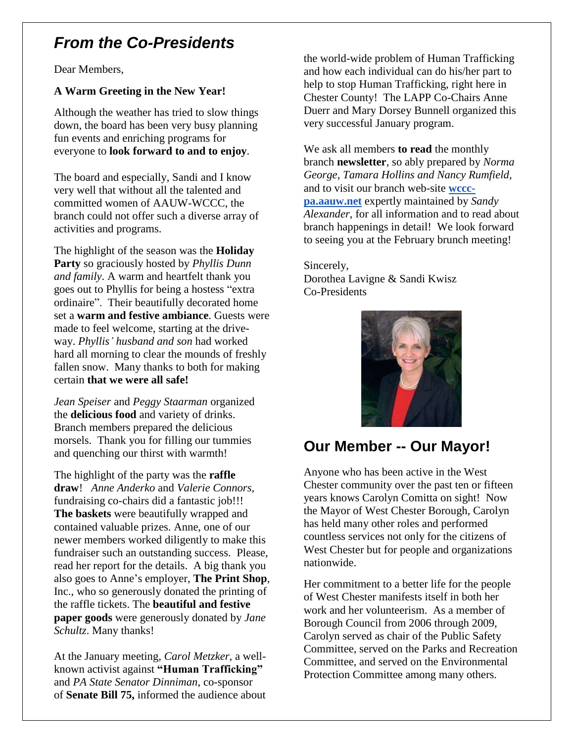## *From the Co-Presidents*

Dear Members,

**A Warm Greeting in the New Year!**

Although the weather has tried to slow things down, the board has been very busy planning fun events and enriching programs for everyone to **look forward to and to enjoy**.

The board and especially, Sandi and I know very well that without all the talented and committed women of AAUW-WCCC, the branch could not offer such a diverse array of activities and programs.

The highlight of the season was the **Holiday Party** so graciously hosted by *Phyllis Dunn and family*. A warm and heartfelt thank you goes out to Phyllis for being a hostess "extra ordinaire". Their beautifully decorated home set a **warm and festive ambiance**. Guests were made to feel welcome, starting at the drive-way. *Phyllis' husband and son* had worked hard all morning to clear the mounds of freshly fallen snow. Many thanks to both for making certain **that we were all safe!**

*Jean Speiser* and *Peggy Staarman* organized the **delicious food** and variety of drinks. Branch members prepared the delicious morsels. Thank you for filling our tummies and quenching our thirst with warmth!

The highlight of the party was the **raffle draw**! *Anne Anderko* and *Valerie Connors*, fundraising co-chairs did a fantastic job!!! **The baskets** were beautifully wrapped and contained valuable prizes. Anne, one of our newer members worked diligently to make this fundraiser such an outstanding success. Please, read her report for the details. A big thank you also goes to Anne's employer, **The Print Shop**, Inc., who so generously donated the printing of the raffle tickets. The **beautiful and festive paper goods** were generously donated by *Jane Schultz*. Many thanks!

At the January meeting, *Carol Metzker*, a well-known activist against **"Human Trafficking"** and *PA State Senator Dinniman*, co-sponsor of **Senate Bill 75,** informed the audience about the world-wide problem of Human Trafficking and how each individual can do his/her part to help to stop Human Trafficking, right here in Chester County! The LAPP Co-Chairs Anne Duerr and Mary Dorsey Bunnell organized this very successful January program.

We ask all members **to read** the monthly branch **newsletter**, so ably prepared by *Norma George*, *Tamara Hollins and Nancy Rumfield,* and to visit our branch web-site [wccc-pa.aauw.net](wccc-pa.aauw.net) expertly maintained by *Sandy Alexander*, for all information and to read about branch happenings in detail! We look forward to seeing you at the February brunch meeting!

Sincerely,
Dorothea Lavigne & Sandi Kwisz
Co-Presidents

## Our Member -- Our Mayor!

Anyone who has been active in the West Chester community over the past ten or fifteen years knows Carolyn Comitta on sight! Now the Mayor of West Chester Borough, Carolyn has held many other roles and performed countless services not only for the citizens of West Chester but for people and organizations nationwide.

Her commitment to a better life for the people of West Chester manifests itself in both her work and her volunteerism. As a member of Borough Council from 2006 through 2009, Carolyn served as chair of the Public Safety Committee, served on the Parks and Recreation Committee, and served on the Environmental Protection Committee among many others.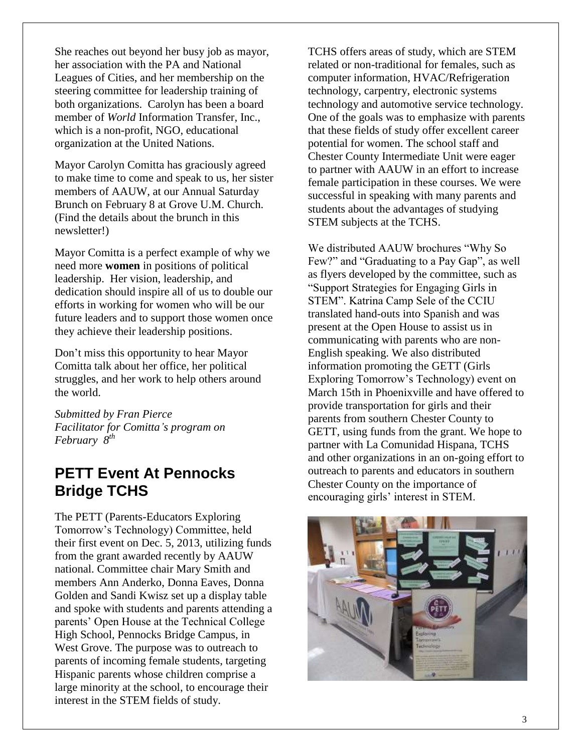She reaches out beyond her busy job as mayor, her association with the PA and National Leagues of Cities, and her membership on the steering committee for leadership training of both organizations. Carolyn has been a board member of *World* Information Transfer, Inc., which is a non-profit, NGO, educational organization at the United Nations.

Mayor Carolyn Comitta has graciously agreed to make time to come and speak to us, her sister members of AAUW, at our Annual Saturday Brunch on February 8 at Grove U.M. Church. (Find the details about the brunch in this newsletter!)

Mayor Comitta is a perfect example of why we need more **women** in positions of political leadership. Her vision, leadership, and dedication should inspire all of us to double our efforts in working for women who will be our future leaders and to support those women once they achieve their leadership positions.

Don't miss this opportunity to hear Mayor Comitta talk about her office, her political struggles, and her work to help others around the world.

*Submitted by Fran Pierce*
*Facilitator for Comitta's program on February 8th*

## PETT Event At Pennocks Bridge TCHS

The PETT (Parents-Educators Exploring Tomorrow's Technology) Committee, held their first event on Dec. 5, 2013, utilizing funds from the grant awarded recently by AAUW national. Committee chair Mary Smith and members Ann Anderko, Donna Eaves, Donna Golden and Sandi Kwisz set up a display table and spoke with students and parents attending a parents' Open House at the Technical College High School, Pennocks Bridge Campus, in West Grove. The purpose was to outreach to parents of incoming female students, targeting Hispanic parents whose children comprise a large minority at the school, to encourage their interest in the STEM fields of study.

TCHS offers areas of study, which are STEM related or non-traditional for females, such as computer information, HVAC/Refrigeration technology, carpentry, electronic systems technology and automotive service technology. One of the goals was to emphasize with parents that these fields of study offer excellent career potential for women. The school staff and Chester County Intermediate Unit were eager to partner with AAUW in an effort to increase female participation in these courses. We were successful in speaking with many parents and students about the advantages of studying STEM subjects at the TCHS.

We distributed AAUW brochures "Why So Few?" and "Graduating to a Pay Gap", as well as flyers developed by the committee, such as "Support Strategies for Engaging Girls in STEM". Katrina Camp Sele of the CCIU translated hand-outs into Spanish and was present at the Open House to assist us in communicating with parents who are non-English speaking. We also distributed information promoting the GETT (Girls Exploring Tomorrow's Technology) event on March 15th in Phoenixville and have offered to provide transportation for girls and their parents from southern Chester County to GETT, using funds from the grant. We hope to partner with La Comunidad Hispana, TCHS and other organizations in an on-going effort to outreach to parents and educators in southern Chester County on the importance of encouraging girls' interest in STEM.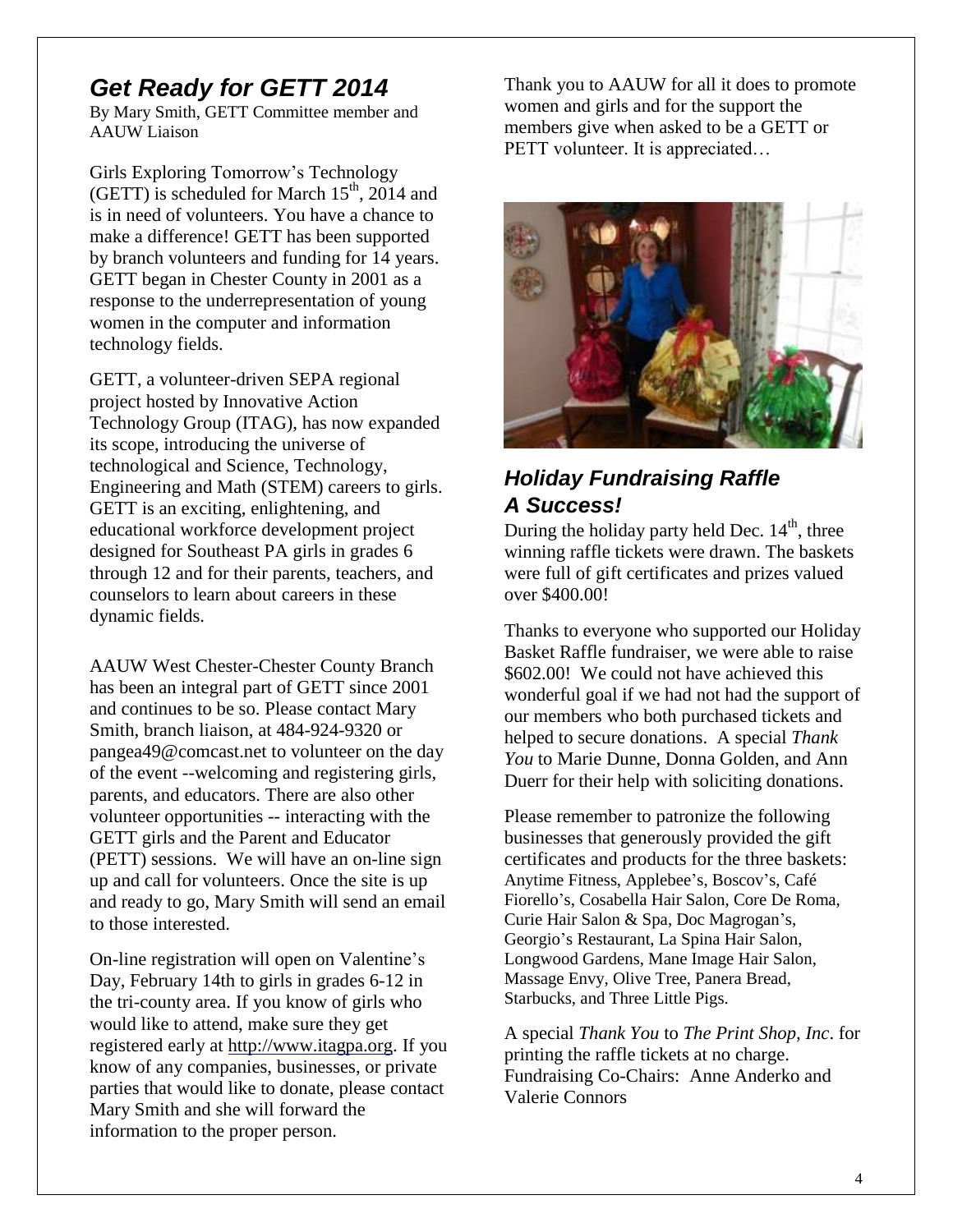## *Get Ready for GETT 2014*

By Mary Smith, GETT Committee member and AAUW Liaison

Girls Exploring Tomorrow's Technology (GETT) is scheduled for March 15th, 2014 and is in need of volunteers. You have a chance to make a difference! GETT has been supported by branch volunteers and funding for 14 years. GETT began in Chester County in 2001 as a response to the underrepresentation of young women in the computer and information technology fields.

GETT, a volunteer-driven SEPA regional project hosted by Innovative Action Technology Group (ITAG), has now expanded its scope, introducing the universe of technological and Science, Technology, Engineering and Math (STEM) careers to girls. GETT is an exciting, enlightening, and educational workforce development project designed for Southeast PA girls in grades 6 through 12 and for their parents, teachers, and counselors to learn about careers in these dynamic fields.

AAUW West Chester-Chester County Branch has been an integral part of GETT since 2001 and continues to be so. Please contact Mary Smith, branch liaison, at 484-924-9320 or pangea49@comcast.net to volunteer on the day of the event --welcoming and registering girls, parents, and educators. There are also other volunteer opportunities -- interacting with the GETT girls and the Parent and Educator (PETT) sessions. We will have an on-line sign up and call for volunteers. Once the site is up and ready to go, Mary Smith will send an email to those interested.

On-line registration will open on Valentine's Day, February 14th to girls in grades 6-12 in the tri-county area. If you know of girls who would like to attend, make sure they get registered early at http://www.itagpa.org. If you know of any companies, businesses, or private parties that would like to donate, please contact Mary Smith and she will forward the information to the proper person.

Thank you to AAUW for all it does to promote women and girls and for the support the members give when asked to be a GETT or PETT volunteer. It is appreciated…

## *Holiday Fundraising Raffle A Success!*

During the holiday party held Dec. 14th, three winning raffle tickets were drawn. The baskets were full of gift certificates and prizes valued over $400.00!

Thanks to everyone who supported our Holiday Basket Raffle fundraiser, we were able to raise $602.00! We could not have achieved this wonderful goal if we had not had the support of our members who both purchased tickets and helped to secure donations. A special *Thank You* to Marie Dunne, Donna Golden, and Ann Duerr for their help with soliciting donations.

Please remember to patronize the following businesses that generously provided the gift certificates and products for the three baskets: Anytime Fitness, Applebee's, Boscov's, Café Fiorello's, Cosabella Hair Salon, Core De Roma, Curie Hair Salon & Spa, Doc Magrogan's, Georgio's Restaurant, La Spina Hair Salon, Longwood Gardens, Mane Image Hair Salon, Massage Envy, Olive Tree, Panera Bread, Starbucks, and Three Little Pigs.

A special *Thank You* to *The Print Shop, Inc*. for printing the raffle tickets at no charge. Fundraising Co-Chairs: Anne Anderko and Valerie Connors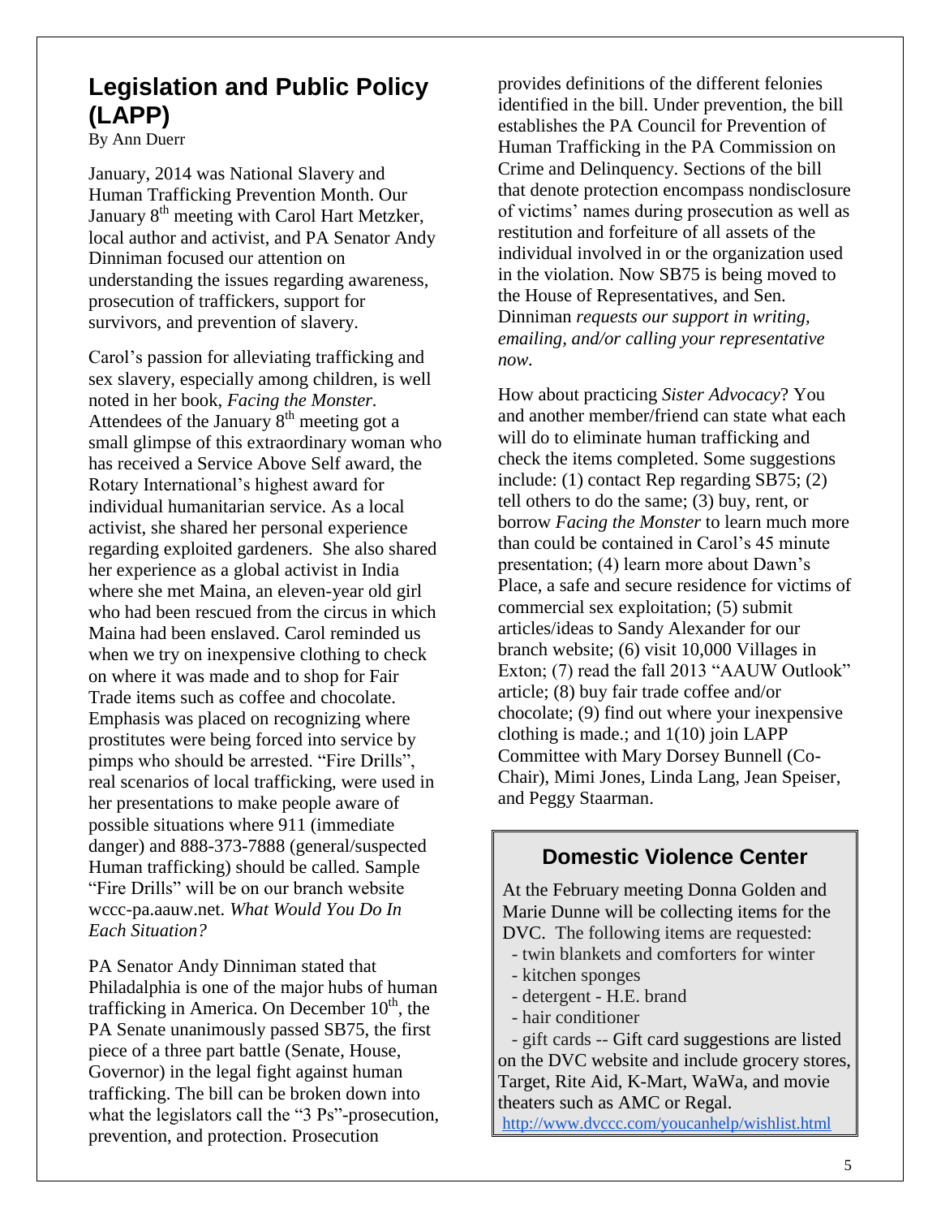## Legislation and Public Policy (LAPP)

By Ann Duerr

January, 2014 was National Slavery and Human Trafficking Prevention Month. Our January 8th meeting with Carol Hart Metzker, local author and activist, and PA Senator Andy Dinniman focused our attention on understanding the issues regarding awareness, prosecution of traffickers, support for survivors, and prevention of slavery.

Carol's passion for alleviating trafficking and sex slavery, especially among children, is well noted in her book, *Facing the Monster*. Attendees of the January 8th meeting got a small glimpse of this extraordinary woman who has received a Service Above Self award, the Rotary International's highest award for individual humanitarian service. As a local activist, she shared her personal experience regarding exploited gardeners. She also shared her experience as a global activist in India where she met Maina, an eleven-year old girl who had been rescued from the circus in which Maina had been enslaved. Carol reminded us when we try on inexpensive clothing to check on where it was made and to shop for Fair Trade items such as coffee and chocolate. Emphasis was placed on recognizing where prostitutes were being forced into service by pimps who should be arrested. "Fire Drills", real scenarios of local trafficking, were used in her presentations to make people aware of possible situations where 911 (immediate danger) and 888-373-7888 (general/suspected Human trafficking) should be called. Sample "Fire Drills" will be on our branch website wccc-pa.aauw.net. *What Would You Do In Each Situation?*

PA Senator Andy Dinniman stated that Philadalphia is one of the major hubs of human trafficking in America. On December 10th, the PA Senate unanimously passed SB75, the first piece of a three part battle (Senate, House, Governor) in the legal fight against human trafficking. The bill can be broken down into what the legislators call the "3 Ps"-prosecution, prevention, and protection. Prosecution provides definitions of the different felonies identified in the bill. Under prevention, the bill establishes the PA Council for Prevention of Human Trafficking in the PA Commission on Crime and Delinquency. Sections of the bill that denote protection encompass nondisclosure of victims' names during prosecution as well as restitution and forfeiture of all assets of the individual involved in or the organization used in the violation. Now SB75 is being moved to the House of Representatives, and Sen. Dinniman *requests our support in writing, emailing, and/or calling your representative now.*

How about practicing *Sister Advocacy*? You and another member/friend can state what each will do to eliminate human trafficking and check the items completed. Some suggestions include: (1) contact Rep regarding SB75; (2) tell others to do the same; (3) buy, rent, or borrow *Facing the Monster* to learn much more than could be contained in Carol's 45 minute presentation; (4) learn more about Dawn's Place, a safe and secure residence for victims of commercial sex exploitation; (5) submit articles/ideas to Sandy Alexander for our branch website; (6) visit 10,000 Villages in Exton; (7) read the fall 2013 "AAUW Outlook" article; (8) buy fair trade coffee and/or chocolate; (9) find out where your inexpensive clothing is made.; and 1(10) join LAPP Committee with Mary Dorsey Bunnell (Co-Chair), Mimi Jones, Linda Lang, Jean Speiser, and Peggy Staarman.

## Domestic Violence Center

At the February meeting Donna Golden and Marie Dunne will be collecting items for the DVC. The following items are requested:

- twin blankets and comforters for winter
- kitchen sponges
- detergent - H.E. brand
- hair conditioner
- gift cards -- Gift card suggestions are listed on the DVC website and include grocery stores, Target, Rite Aid, K-Mart, WaWa, and movie theaters such as AMC or Regal.

http://www.dvccc.com/youcanhelp/wishlist.html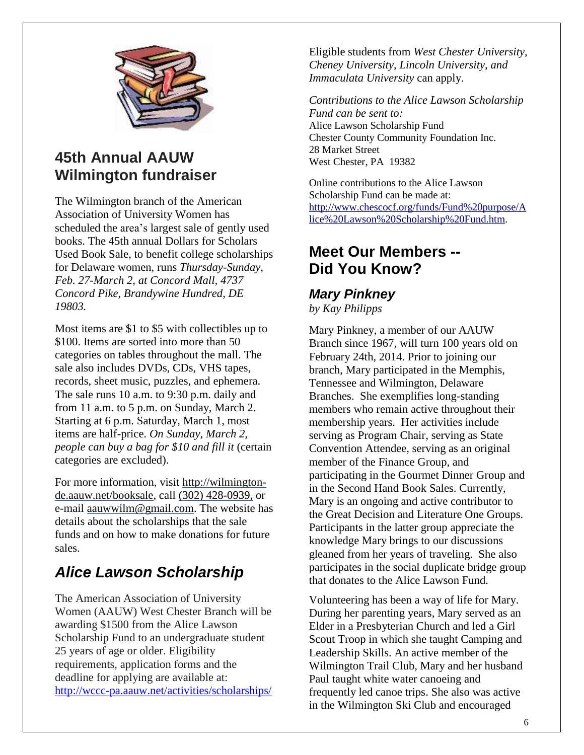## 45th Annual AAUW Wilmington fundraiser

The Wilmington branch of the American Association of University Women has scheduled the area's largest sale of gently used books. The 45th annual Dollars for Scholars Used Book Sale, to benefit college scholarships for Delaware women, runs *Thursday-Sunday, Feb. 27-March 2, at Concord Mall, 4737 Concord Pike, Brandywine Hundred, DE 19803.*

Most items are $1 to $5 with collectibles up to $100. Items are sorted into more than 50 categories on tables throughout the mall. The sale also includes DVDs, CDs, VHS tapes, records, sheet music, puzzles, and ephemera. The sale runs 10 a.m. to 9:30 p.m. daily and from 11 a.m. to 5 p.m. on Sunday, March 2. Starting at 6 p.m. Saturday, March 1, most items are half-price. *On Sunday, March 2, people can buy a bag for $10 and fill it* (certain categories are excluded).

For more information, visit http://wilmington-de.aauw.net/booksale, call (302) 428-0939, or e-mail aauwwilm@gmail.com. The website has details about the scholarships that the sale funds and on how to make donations for future sales.

## *Alice Lawson Scholarship*

The American Association of University Women (AAUW) West Chester Branch will be awarding $1500 from the Alice Lawson Scholarship Fund to an undergraduate student 25 years of age or older. Eligibility requirements, application forms and the deadline for applying are available at: http://wccc-pa.aauw.net/activities/scholarships/

Eligible students from *West Chester University, Cheney University, Lincoln University, and Immaculata University* can apply.

*Contributions to the Alice Lawson Scholarship Fund can be sent to:*
Alice Lawson Scholarship Fund
Chester County Community Foundation Inc.
28 Market Street
West Chester, PA 19382

Online contributions to the Alice Lawson Scholarship Fund can be made at: http://www.chescocf.org/funds/Fund%20purpose/Alice%20Lawson%20Scholarship%20Fund.htm.

## Meet Our Members -- Did You Know?

### *Mary Pinkney*

*by Kay Philipps*

Mary Pinkney, a member of our AAUW Branch since 1967, will turn 100 years old on February 24th, 2014. Prior to joining our branch, Mary participated in the Memphis, Tennessee and Wilmington, Delaware Branches. She exemplifies long-standing members who remain active throughout their membership years. Her activities include serving as Program Chair, serving as State Convention Attendee, serving as an original member of the Finance Group, and participating in the Gourmet Dinner Group and in the Second Hand Book Sales. Currently, Mary is an ongoing and active contributor to the Great Decision and Literature One Groups. Participants in the latter group appreciate the knowledge Mary brings to our discussions gleaned from her years of traveling. She also participates in the social duplicate bridge group that donates to the Alice Lawson Fund.

Volunteering has been a way of life for Mary. During her parenting years, Mary served as an Elder in a Presbyterian Church and led a Girl Scout Troop in which she taught Camping and Leadership Skills. An active member of the Wilmington Trail Club, Mary and her husband Paul taught white water canoeing and frequently led canoe trips. She also was active in the Wilmington Ski Club and encouraged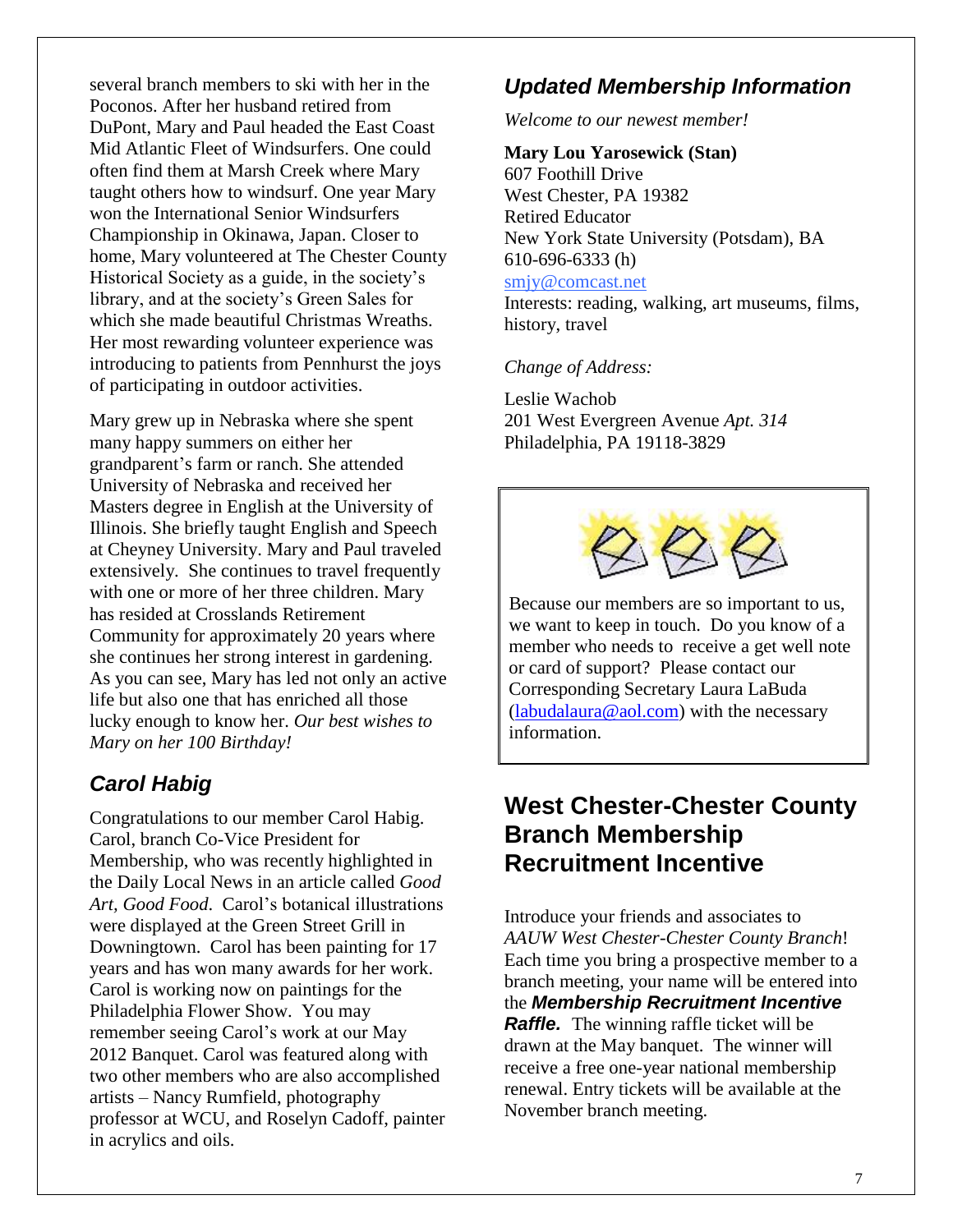several branch members to ski with her in the Poconos. After her husband retired from DuPont, Mary and Paul headed the East Coast Mid Atlantic Fleet of Windsurfers. One could often find them at Marsh Creek where Mary taught others how to windsurf. One year Mary won the International Senior Windsurfers Championship in Okinawa, Japan. Closer to home, Mary volunteered at The Chester County Historical Society as a guide, in the society's library, and at the society's Green Sales for which she made beautiful Christmas Wreaths. Her most rewarding volunteer experience was introducing to patients from Pennhurst the joys of participating in outdoor activities.

Mary grew up in Nebraska where she spent many happy summers on either her grandparent's farm or ranch. She attended University of Nebraska and received her Masters degree in English at the University of Illinois. She briefly taught English and Speech at Cheyney University. Mary and Paul traveled extensively. She continues to travel frequently with one or more of her three children. Mary has resided at Crosslands Retirement Community for approximately 20 years where she continues her strong interest in gardening. As you can see, Mary has led not only an active life but also one that has enriched all those lucky enough to know her. *Our best wishes to Mary on her 100 Birthday!*

## *Carol Habig*

Congratulations to our member Carol Habig. Carol, branch Co-Vice President for Membership, who was recently highlighted in the Daily Local News in an article called *Good Art, Good Food*. Carol's botanical illustrations were displayed at the Green Street Grill in Downingtown. Carol has been painting for 17 years and has won many awards for her work. Carol is working now on paintings for the Philadelphia Flower Show. You may remember seeing Carol's work at our May 2012 Banquet. Carol was featured along with two other members who are also accomplished artists – Nancy Rumfield, photography professor at WCU, and Roselyn Cadoff, painter in acrylics and oils.

## *Updated Membership Information*

*Welcome to our newest member!*

**Mary Lou Yarosewick (Stan)**
607 Foothill Drive
West Chester, PA 19382
Retired Educator
New York State University (Potsdam), BA
610-696-6333 (h)
smjy@comcast.net
Interests: reading, walking, art museums, films, history, travel

*Change of Address:*

Leslie Wachob
201 West Evergreen Avenue *Apt. 314*
Philadelphia, PA 19118-3829

Because our members are so important to us, we want to keep in touch. Do you know of a member who needs to receive a get well note or card of support? Please contact our Corresponding Secretary Laura LaBuda (labudalaura@aol.com) with the necessary information.

## West Chester-Chester County Branch Membership Recruitment Incentive

Introduce your friends and associates to *AAUW West Chester-Chester County Branch*! Each time you bring a prospective member to a branch meeting, your name will be entered into the ***Membership Recruitment Incentive Raffle.*** The winning raffle ticket will be drawn at the May banquet. The winner will receive a free one-year national membership renewal. Entry tickets will be available at the November branch meeting.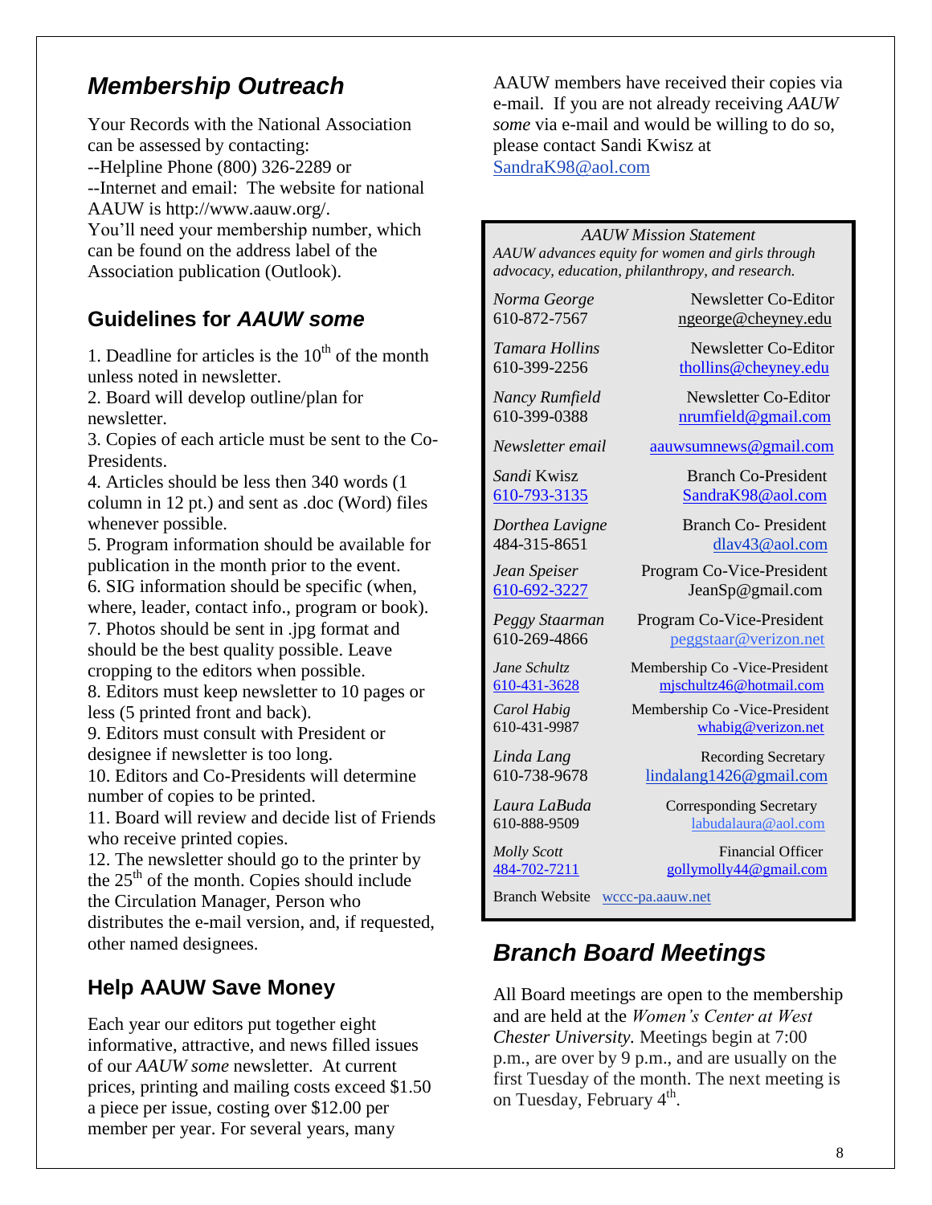## *Membership Outreach*

Your Records with the National Association can be assessed by contacting:
--Helpline Phone (800) 326-2289 or
--Internet and email: The website for national AAUW is http://www.aauw.org/.
You'll need your membership number, which can be found on the address label of the Association publication (Outlook).

## Guidelines for *AAUW some*

1. Deadline for articles is the 10th of the month unless noted in newsletter.
2. Board will develop outline/plan for newsletter.
3. Copies of each article must be sent to the Co-Presidents.
4. Articles should be less then 340 words (1 column in 12 pt.) and sent as .doc (Word) files whenever possible.
5. Program information should be available for publication in the month prior to the event.
6. SIG information should be specific (when, where, leader, contact info., program or book).
7. Photos should be sent in .jpg format and should be the best quality possible. Leave cropping to the editors when possible.
8. Editors must keep newsletter to 10 pages or less (5 printed front and back).
9. Editors must consult with President or designee if newsletter is too long.
10. Editors and Co-Presidents will determine number of copies to be printed.
11. Board will review and decide list of Friends who receive printed copies.
12. The newsletter should go to the printer by the 25th of the month. Copies should include the Circulation Manager, Person who distributes the e-mail version, and, if requested, other named designees.

## Help AAUW Save Money

Each year our editors put together eight informative, attractive, and news filled issues of our *AAUW some* newsletter. At current prices, printing and mailing costs exceed $1.50 a piece per issue, costing over $12.00 per member per year. For several years, many AAUW members have received their copies via e-mail. If you are not already receiving *AAUW some* via e-mail and would be willing to do so, please contact Sandi Kwisz at SandraK98@aol.com

*AAUW Mission Statement*
*AAUW advances equity for women and girls through advocacy, education, philanthropy, and research.*

| Name / Phone | Position / Email |
|---|---|
| *Norma George* 610-872-7567 | Newsletter Co-Editor ngeorge@cheyney.edu |
| *Tamara Hollins* 610-399-2256 | Newsletter Co-Editor thollins@cheyney.edu |
| *Nancy Rumfield* 610-399-0388 | Newsletter Co-Editor nrumfield@gmail.com |
| *Newsletter email* | aauwsumnews@gmail.com |
| *Sandi* Kwisz 610-793-3135 | Branch Co-President SandraK98@aol.com |
| *Dorthea Lavigne* 484-315-8651 | Branch Co- President dlav43@aol.com |
| *Jean Speiser* 610-692-3227 | Program Co-Vice-President JeanSp@gmail.com |
| *Peggy Staarman* 610-269-4866 | Program Co-Vice-President peggstaar@verizon.net |
| *Jane Schultz* 610-431-3628 | Membership Co -Vice-President mjschultz46@hotmail.com |
| *Carol Habig* 610-431-9987 | Membership Co -Vice-President whabig@verizon.net |
| *Linda Lang* 610-738-9678 | Recording Secretary lindalang1426@gmail.com |
| *Laura LaBuda* 610-888-9509 | Corresponding Secretary labudalaura@aol.com |
| *Molly Scott* 484-702-7211 | Financial Officer gollymolly44@gmail.com |

Branch Website wccc-pa.aauw.net

## *Branch Board Meetings*

All Board meetings are open to the membership and are held at the *Women's Center at West Chester University.* Meetings begin at 7:00 p.m., are over by 9 p.m., and are usually on the first Tuesday of the month. The next meeting is on Tuesday, February 4th.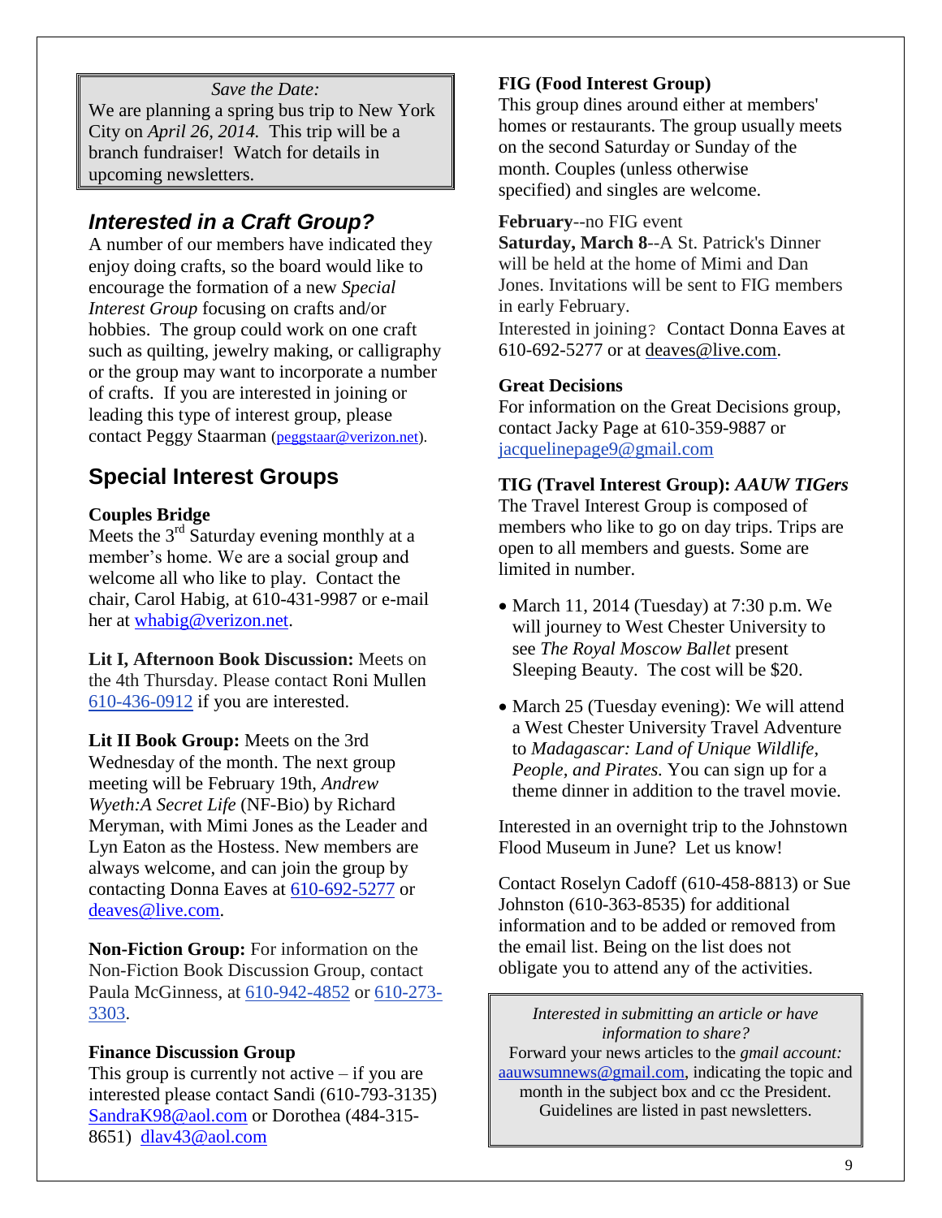*Save the Date:*

We are planning a spring bus trip to New York City on *April 26, 2014.* This trip will be a branch fundraiser! Watch for details in upcoming newsletters.

## *Interested in a Craft Group?*

A number of our members have indicated they enjoy doing crafts, so the board would like to encourage the formation of a new *Special Interest Group* focusing on crafts and/or hobbies. The group could work on one craft such as quilting, jewelry making, or calligraphy or the group may want to incorporate a number of crafts. If you are interested in joining or leading this type of interest group, please contact Peggy Staarman (peggstaar@verizon.net).

## Special Interest Groups

**Couples Bridge**

Meets the 3rd Saturday evening monthly at a member's home. We are a social group and welcome all who like to play. Contact the chair, Carol Habig, at 610-431-9987 or e-mail her at whabig@verizon.net.

**Lit I, Afternoon Book Discussion:** Meets on the 4th Thursday. Please contact Roni Mullen 610-436-0912 if you are interested.

**Lit II Book Group:** Meets on the 3rd Wednesday of the month. The next group meeting will be February 19th, *Andrew Wyeth:A Secret Life* (NF-Bio) by Richard Meryman, with Mimi Jones as the Leader and Lyn Eaton as the Hostess. New members are always welcome, and can join the group by contacting Donna Eaves at 610-692-5277 or deaves@live.com.

**Non-Fiction Group:** For information on the Non-Fiction Book Discussion Group, contact Paula McGinness, at 610-942-4852 or 610-273-3303.

**Finance Discussion Group**

This group is currently not active – if you are interested please contact Sandi (610-793-3135) SandraK98@aol.com or Dorothea (484-315-8651) dlav43@aol.com

**FIG (Food Interest Group)**

This group dines around either at members' homes or restaurants. The group usually meets on the second Saturday or Sunday of the month. Couples (unless otherwise specified) and singles are welcome.

**February**--no FIG event

**Saturday, March 8**--A St. Patrick's Dinner will be held at the home of Mimi and Dan Jones. Invitations will be sent to FIG members in early February.

Interested in joining? Contact Donna Eaves at 610-692-5277 or at deaves@live.com.

**Great Decisions**

For information on the Great Decisions group, contact Jacky Page at 610-359-9887 or jacquelinepage9@gmail.com

**TIG (Travel Interest Group):** ***AAUW TIGers***

The Travel Interest Group is composed of members who like to go on day trips. Trips are open to all members and guests. Some are limited in number.

- March 11, 2014 (Tuesday) at 7:30 p.m. We will journey to West Chester University to see *The Royal Moscow Ballet* present Sleeping Beauty. The cost will be $20.
- March 25 (Tuesday evening): We will attend a West Chester University Travel Adventure to *Madagascar: Land of Unique Wildlife, People, and Pirates.* You can sign up for a theme dinner in addition to the travel movie.

Interested in an overnight trip to the Johnstown Flood Museum in June? Let us know!

Contact Roselyn Cadoff (610-458-8813) or Sue Johnston (610-363-8535) for additional information and to be added or removed from the email list. Being on the list does not obligate you to attend any of the activities.

*Interested in submitting an article or have information to share?*

Forward your news articles to the *gmail account:* aauwsumnews@gmail.com, indicating the topic and month in the subject box and cc the President. Guidelines are listed in past newsletters.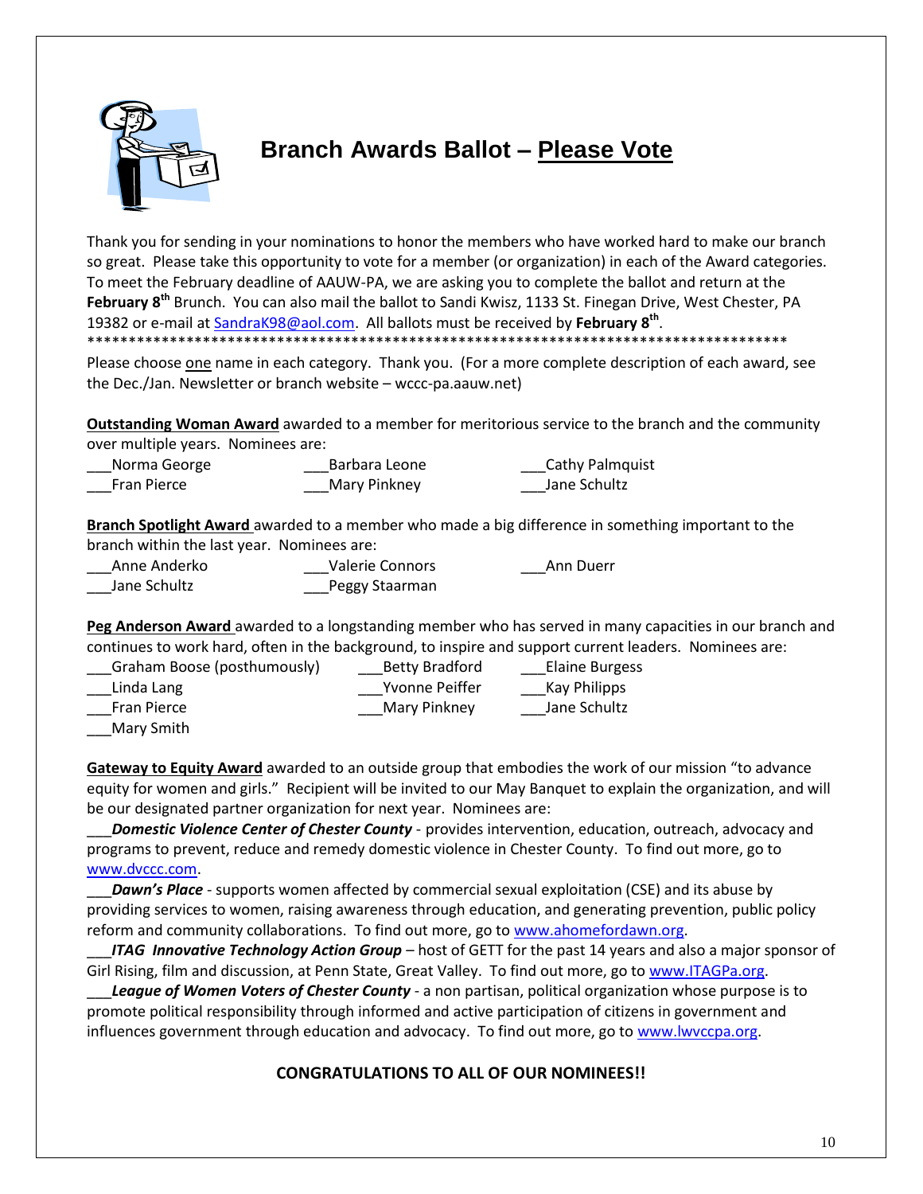# Branch Awards Ballot – Please Vote

Thank you for sending in your nominations to honor the members who have worked hard to make our branch so great. Please take this opportunity to vote for a member (or organization) in each of the Award categories. To meet the February deadline of AAUW-PA, we are asking you to complete the ballot and return at the **February 8th** Brunch. You can also mail the ballot to Sandi Kwisz, 1133 St. Finegan Drive, West Chester, PA 19382 or e-mail at SandraK98@aol.com. All ballots must be received by **February 8th**.

*************************************************************************************

Please choose one name in each category. Thank you. (For a more complete description of each award, see the Dec./Jan. Newsletter or branch website – wccc-pa.aauw.net)

**Outstanding Woman Award** awarded to a member for meritorious service to the branch and the community over multiple years. Nominees are:

___Norma George ___Barbara Leone ___Cathy Palmquist
___Fran Pierce ___Mary Pinkney ___Jane Schultz

**Branch Spotlight Award** awarded to a member who made a big difference in something important to the branch within the last year. Nominees are:

___Anne Anderko ___Valerie Connors ___Ann Duerr
___Jane Schultz ___Peggy Staarman

**Peg Anderson Award** awarded to a longstanding member who has served in many capacities in our branch and continues to work hard, often in the background, to inspire and support current leaders. Nominees are:

___Graham Boose (posthumously) ___Betty Bradford ___Elaine Burgess
___Linda Lang ___Yvonne Peiffer ___Kay Philipps
___Fran Pierce ___Mary Pinkney ___Jane Schultz
___Mary Smith

**Gateway to Equity Award** awarded to an outside group that embodies the work of our mission "to advance equity for women and girls." Recipient will be invited to our May Banquet to explain the organization, and will be our designated partner organization for next year. Nominees are:

___***Domestic Violence Center of Chester County*** - provides intervention, education, outreach, advocacy and programs to prevent, reduce and remedy domestic violence in Chester County. To find out more, go to www.dvccc.com.

___***Dawn's Place*** - supports women affected by commercial sexual exploitation (CSE) and its abuse by providing services to women, raising awareness through education, and generating prevention, public policy reform and community collaborations. To find out more, go to www.ahomefordawn.org.

___***ITAG Innovative Technology Action Group*** – host of GETT for the past 14 years and also a major sponsor of Girl Rising, film and discussion, at Penn State, Great Valley. To find out more, go to www.ITAGPa.org.

___***League of Women Voters of Chester County*** - a non partisan, political organization whose purpose is to promote political responsibility through informed and active participation of citizens in government and influences government through education and advocacy. To find out more, go to www.lwvccpa.org.

**CONGRATULATIONS TO ALL OF OUR NOMINEES!!**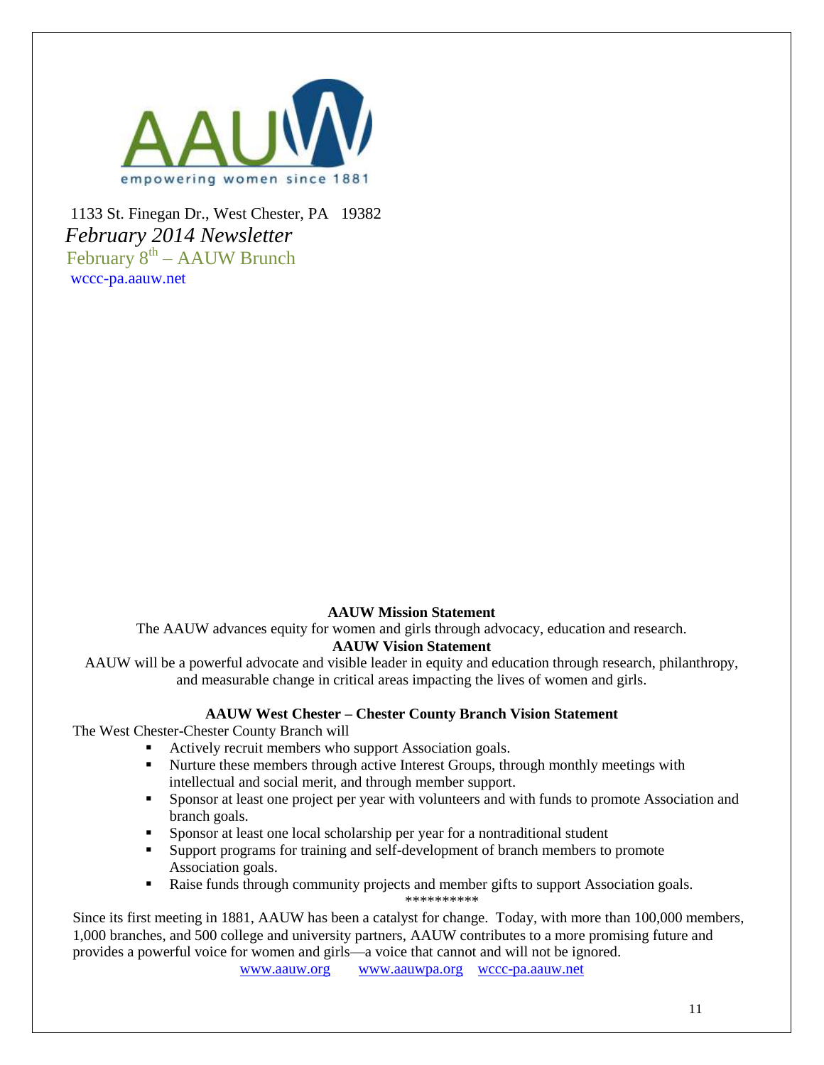AAUW

empowering women since 1881

1133 St. Finegan Dr., West Chester, PA 19382

*February 2014 Newsletter*

February 8th – AAUW Brunch

wccc-pa.aauw.net

**AAUW Mission Statement**

The AAUW advances equity for women and girls through advocacy, education and research.

**AAUW Vision Statement**

AAUW will be a powerful advocate and visible leader in equity and education through research, philanthropy, and measurable change in critical areas impacting the lives of women and girls.

**AAUW West Chester – Chester County Branch Vision Statement**

The West Chester-Chester County Branch will

- Actively recruit members who support Association goals.
- Nurture these members through active Interest Groups, through monthly meetings with intellectual and social merit, and through member support.
- Sponsor at least one project per year with volunteers and with funds to promote Association and branch goals.
- Sponsor at least one local scholarship per year for a nontraditional student
- Support programs for training and self-development of branch members to promote Association goals.
- Raise funds through community projects and member gifts to support Association goals.

**********

Since its first meeting in 1881, AAUW has been a catalyst for change. Today, with more than 100,000 members, 1,000 branches, and 500 college and university partners, AAUW contributes to a more promising future and provides a powerful voice for women and girls—a voice that cannot and will not be ignored.

www.aauw.org www.aauwpa.org wccc-pa.aauw.net